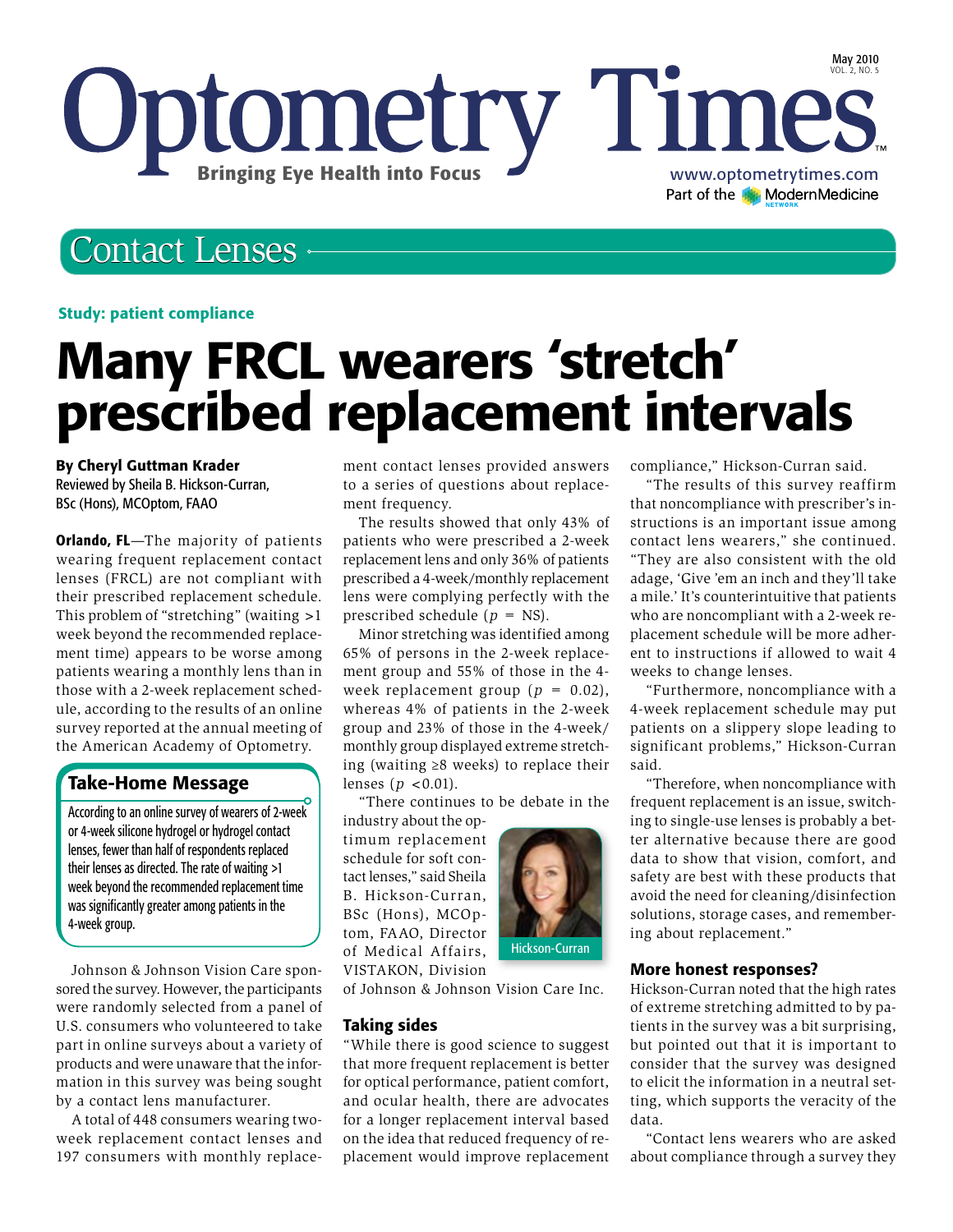# Optometry Times

Bringing Eye Health into Focus

May 2010
VOL. 2, NO. 5

www.optometrytimes.com
Part of the ModernMedicine Network

## Contact Lenses

**Study: patient compliance**

# Many FRCL wearers 'stretch' prescribed replacement intervals

**By Cheryl Guttman Krader**
Reviewed by Sheila B. Hickson-Curran, BSc (Hons), MCOptom, FAAO

**Orlando, FL**—The majority of patients wearing frequent replacement contact lenses (FRCL) are not compliant with their prescribed replacement schedule. This problem of "stretching" (waiting >1 week beyond the recommended replacement time) appears to be worse among patients wearing a monthly lens than in those with a 2-week replacement schedule, according to the results of an online survey reported at the annual meeting of the American Academy of Optometry.

### Take-Home Message

According to an online survey of wearers of 2-week or 4-week silicone hydrogel or hydrogel contact lenses, fewer than half of respondents replaced their lenses as directed. The rate of waiting >1 week beyond the recommended replacement time was significantly greater among patients in the 4-week group.

Johnson & Johnson Vision Care sponsored the survey. However, the participants were randomly selected from a panel of U.S. consumers who volunteered to take part in online surveys about a variety of products and were unaware that the information in this survey was being sought by a contact lens manufacturer.

A total of 448 consumers wearing two-week replacement contact lenses and 197 consumers with monthly replacement contact lenses provided answers to a series of questions about replacement frequency.

The results showed that only 43% of patients who were prescribed a 2-week replacement lens and only 36% of patients prescribed a 4-week/monthly replacement lens were complying perfectly with the prescribed schedule ($p$ = NS).

Minor stretching was identified among 65% of persons in the 2-week replacement group and 55% of those in the 4-week replacement group ($p = 0.02$), whereas 4% of patients in the 2-week group and 23% of those in the 4-week/monthly group displayed extreme stretching (waiting ≥8 weeks) to replace their lenses ($p < 0.01$).

"There continues to be debate in the industry about the optimum replacement schedule for soft contact lenses," said Sheila B. Hickson-Curran, BSc (Hons), MCOptom, FAAO, Director of Medical Affairs, VISTAKON, Division of Johnson & Johnson Vision Care Inc.

Hickson-Curran

### Taking sides

"While there is good science to suggest that more frequent replacement is better for optical performance, patient comfort, and ocular health, there are advocates for a longer replacement interval based on the idea that reduced frequency of replacement would improve replacement compliance," Hickson-Curran said.

"The results of this survey reaffirm that noncompliance with prescriber's instructions is an important issue among contact lens wearers," she continued. "They are also consistent with the old adage, 'Give 'em an inch and they'll take a mile.' It's counterintuitive that patients who are noncompliant with a 2-week replacement schedule will be more adherent to instructions if allowed to wait 4 weeks to change lenses.

"Furthermore, noncompliance with a 4-week replacement schedule may put patients on a slippery slope leading to significant problems," Hickson-Curran said.

"Therefore, when noncompliance with frequent replacement is an issue, switching to single-use lenses is probably a better alternative because there are good data to show that vision, comfort, and safety are best with these products that avoid the need for cleaning/disinfection solutions, storage cases, and remembering about replacement."

### More honest responses?

Hickson-Curran noted that the high rates of extreme stretching admitted to by patients in the survey was a bit surprising, but pointed out that it is important to consider that the survey was designed to elicit the information in a neutral setting, which supports the veracity of the data.

"Contact lens wearers who are asked about compliance through a survey they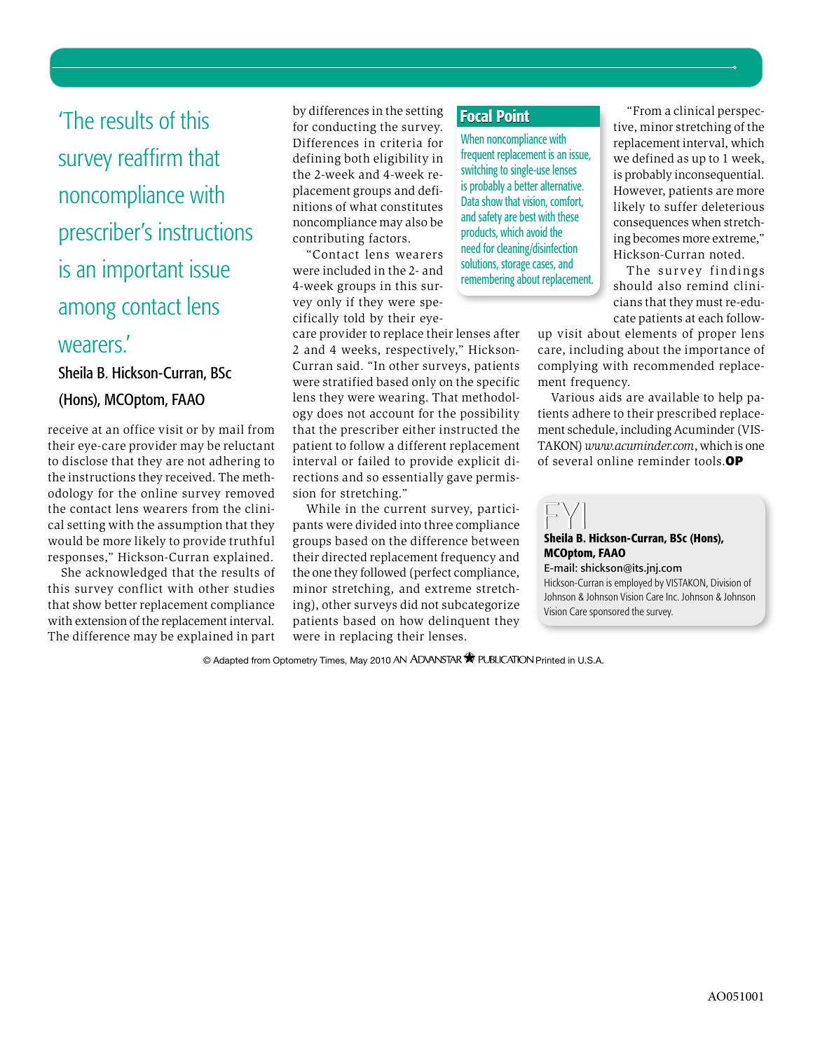> 'The results of this survey reaffirm that noncompliance with prescriber's instructions is an important issue among contact lens wearers.'
>
> **Sheila B. Hickson-Curran, BSc (Hons), MCOptom, FAAO**

receive at an office visit or by mail from their eye-care provider may be reluctant to disclose that they are not adhering to the instructions they received. The methodology for the online survey removed the contact lens wearers from the clinical setting with the assumption that they would be more likely to provide truthful responses," Hickson-Curran explained.

She acknowledged that the results of this survey conflict with other studies that show better replacement compliance with extension of the replacement interval. The difference may be explained in part by differences in the setting for conducting the survey. Differences in criteria for defining both eligibility in the 2-week and 4-week replacement groups and definitions of what constitutes noncompliance may also be contributing factors.

"Contact lens wearers were included in the 2- and 4-week groups in this survey only if they were specifically told by their eye-care provider to replace their lenses after 2 and 4 weeks, respectively," Hickson-Curran said. "In other surveys, patients were stratified based only on the specific lens they were wearing. That methodology does not account for the possibility that the prescriber either instructed the patient to follow a different replacement interval or failed to provide explicit directions and so essentially gave permission for stretching."

While in the current survey, participants were divided into three compliance groups based on the difference between their directed replacement frequency and the one they followed (perfect compliance, minor stretching, and extreme stretching), other surveys did not subcategorize patients based on how delinquent they were in replacing their lenses.

> **Focal Point**
>
> When noncompliance with frequent replacement is an issue, switching to single-use lenses is probably a better alternative. Data show that vision, comfort, and safety are best with these products, which avoid the need for cleaning/disinfection solutions, storage cases, and remembering about replacement.

"From a clinical perspective, minor stretching of the replacement interval, which we defined as up to 1 week, is probably inconsequential. However, patients are more likely to suffer deleterious consequences when stretching becomes more extreme," Hickson-Curran noted.

The survey findings should also remind clinicians that they must re-educate patients at each follow-up visit about elements of proper lens care, including about the importance of complying with recommended replacement frequency.

Various aids are available to help patients adhere to their prescribed replacement schedule, including Acuminder (VISTAKON) *www.acuminder.com*, which is one of several online reminder tools. **OP**

> **FYI**
>
> **Sheila B. Hickson-Curran, BSc (Hons), MCOptom, FAAO**
> E-mail: shickson@its.jnj.com
>
> Hickson-Curran is employed by VISTAKON, Division of Johnson & Johnson Vision Care Inc. Johnson & Johnson Vision Care sponsored the survey.

© Adapted from Optometry Times, May 2010 AN ADVANSTAR PUBLICATION Printed in U.S.A.

AO051001